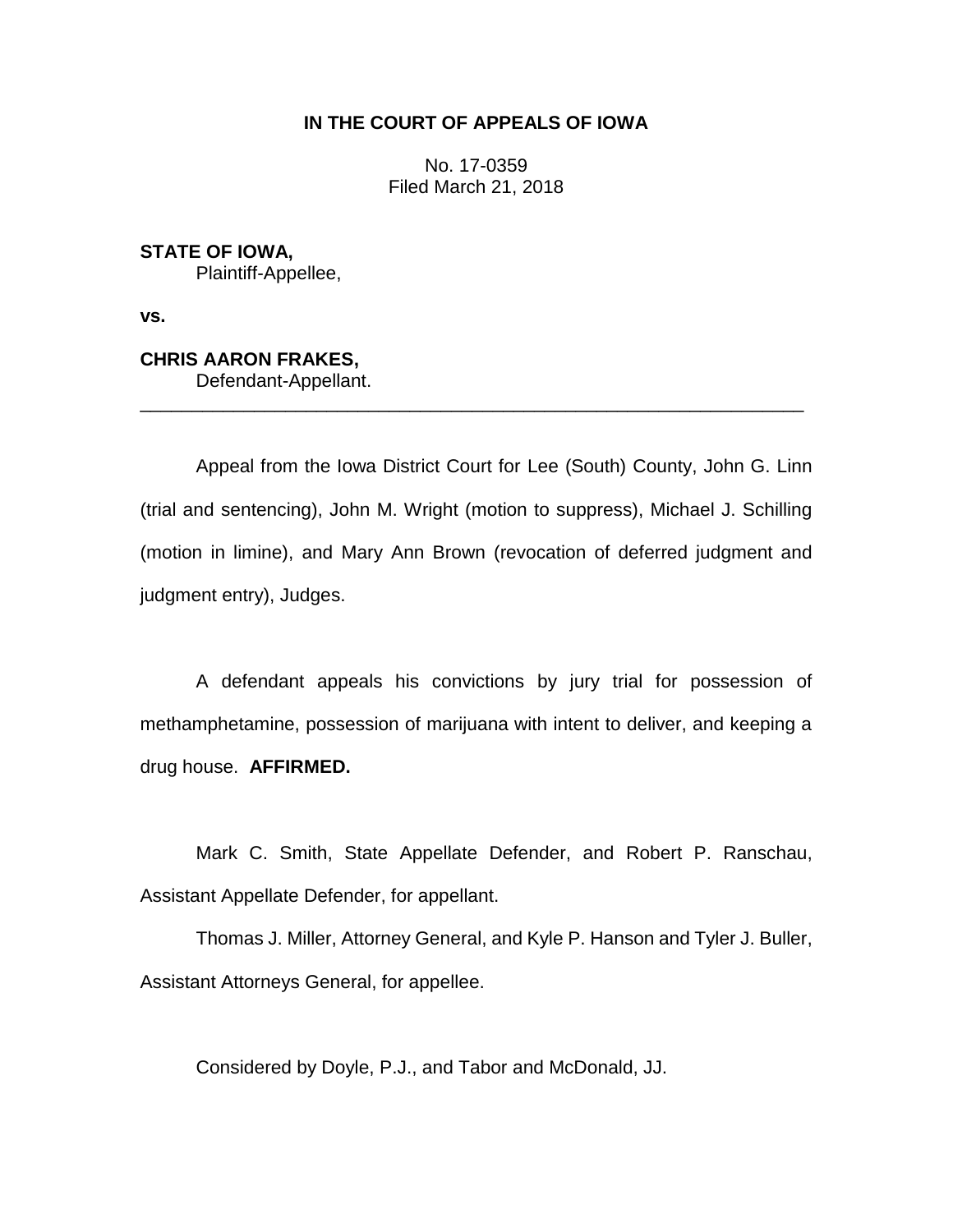**IN THE COURT OF APPEALS OF IOWA**

No. 17-0359
Filed March 21, 2018

**STATE OF IOWA,**
Plaintiff-Appellee,

**vs.**

**CHRIS AARON FRAKES,**
Defendant-Appellant.

---

Appeal from the Iowa District Court for Lee (South) County, John G. Linn (trial and sentencing), John M. Wright (motion to suppress), Michael J. Schilling (motion in limine), and Mary Ann Brown (revocation of deferred judgment and judgment entry), Judges.

A defendant appeals his convictions by jury trial for possession of methamphetamine, possession of marijuana with intent to deliver, and keeping a drug house. **AFFIRMED.**

Mark C. Smith, State Appellate Defender, and Robert P. Ranschau, Assistant Appellate Defender, for appellant.

Thomas J. Miller, Attorney General, and Kyle P. Hanson and Tyler J. Buller, Assistant Attorneys General, for appellee.

Considered by Doyle, P.J., and Tabor and McDonald, JJ.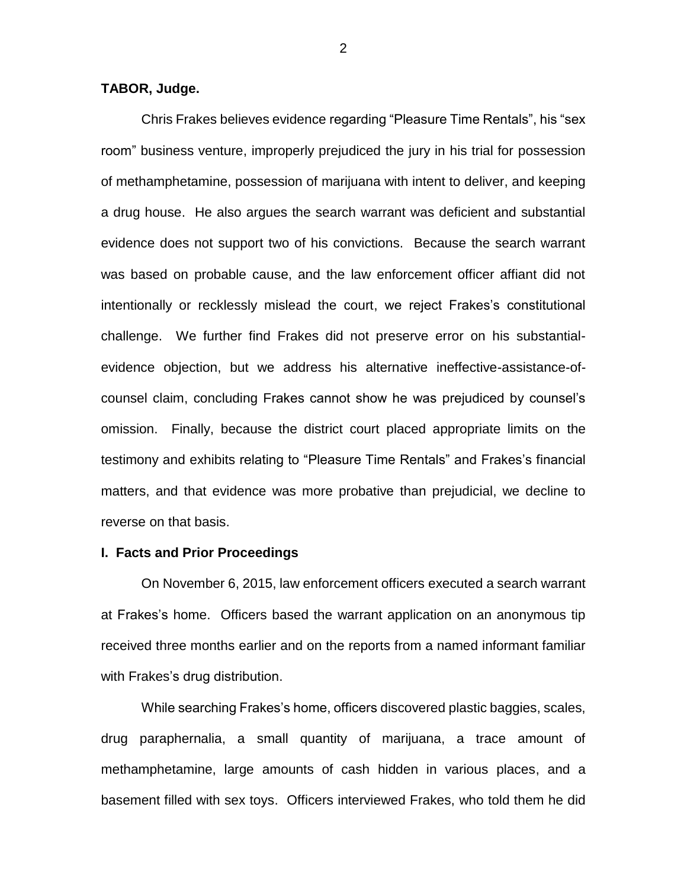**TABOR, Judge.**

Chris Frakes believes evidence regarding "Pleasure Time Rentals", his "sex room" business venture, improperly prejudiced the jury in his trial for possession of methamphetamine, possession of marijuana with intent to deliver, and keeping a drug house. He also argues the search warrant was deficient and substantial evidence does not support two of his convictions. Because the search warrant was based on probable cause, and the law enforcement officer affiant did not intentionally or recklessly mislead the court, we reject Frakes's constitutional challenge. We further find Frakes did not preserve error on his substantial-evidence objection, but we address his alternative ineffective-assistance-of-counsel claim, concluding Frakes cannot show he was prejudiced by counsel's omission. Finally, because the district court placed appropriate limits on the testimony and exhibits relating to "Pleasure Time Rentals" and Frakes's financial matters, and that evidence was more probative than prejudicial, we decline to reverse on that basis.

## I. Facts and Prior Proceedings

On November 6, 2015, law enforcement officers executed a search warrant at Frakes's home. Officers based the warrant application on an anonymous tip received three months earlier and on the reports from a named informant familiar with Frakes's drug distribution.

While searching Frakes's home, officers discovered plastic baggies, scales, drug paraphernalia, a small quantity of marijuana, a trace amount of methamphetamine, large amounts of cash hidden in various places, and a basement filled with sex toys. Officers interviewed Frakes, who told them he did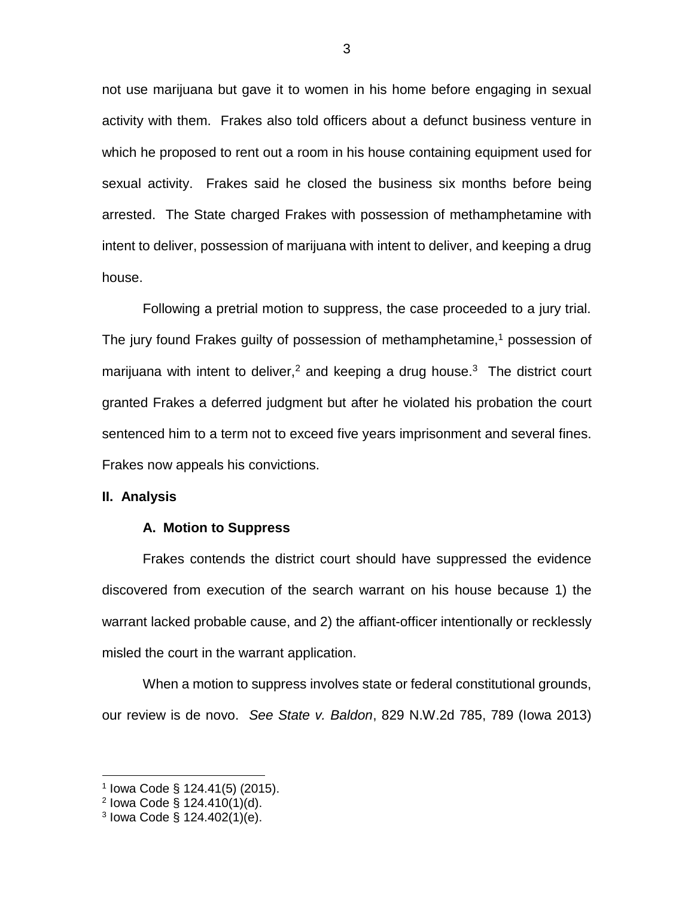not use marijuana but gave it to women in his home before engaging in sexual activity with them. Frakes also told officers about a defunct business venture in which he proposed to rent out a room in his house containing equipment used for sexual activity. Frakes said he closed the business six months before being arrested. The State charged Frakes with possession of methamphetamine with intent to deliver, possession of marijuana with intent to deliver, and keeping a drug house.

Following a pretrial motion to suppress, the case proceeded to a jury trial. The jury found Frakes guilty of possession of methamphetamine,[1] possession of marijuana with intent to deliver,[2] and keeping a drug house.[3] The district court granted Frakes a deferred judgment but after he violated his probation the court sentenced him to a term not to exceed five years imprisonment and several fines. Frakes now appeals his convictions.

## II. Analysis

### A. Motion to Suppress

Frakes contends the district court should have suppressed the evidence discovered from execution of the search warrant on his house because 1) the warrant lacked probable cause, and 2) the affiant-officer intentionally or recklessly misled the court in the warrant application.

When a motion to suppress involves state or federal constitutional grounds, our review is de novo. *See State v. Baldon*, 829 N.W.2d 785, 789 (Iowa 2013)

---

[1] Iowa Code § 124.41(5) (2015).

[2] Iowa Code § 124.410(1)(d).

[3] Iowa Code § 124.402(1)(e).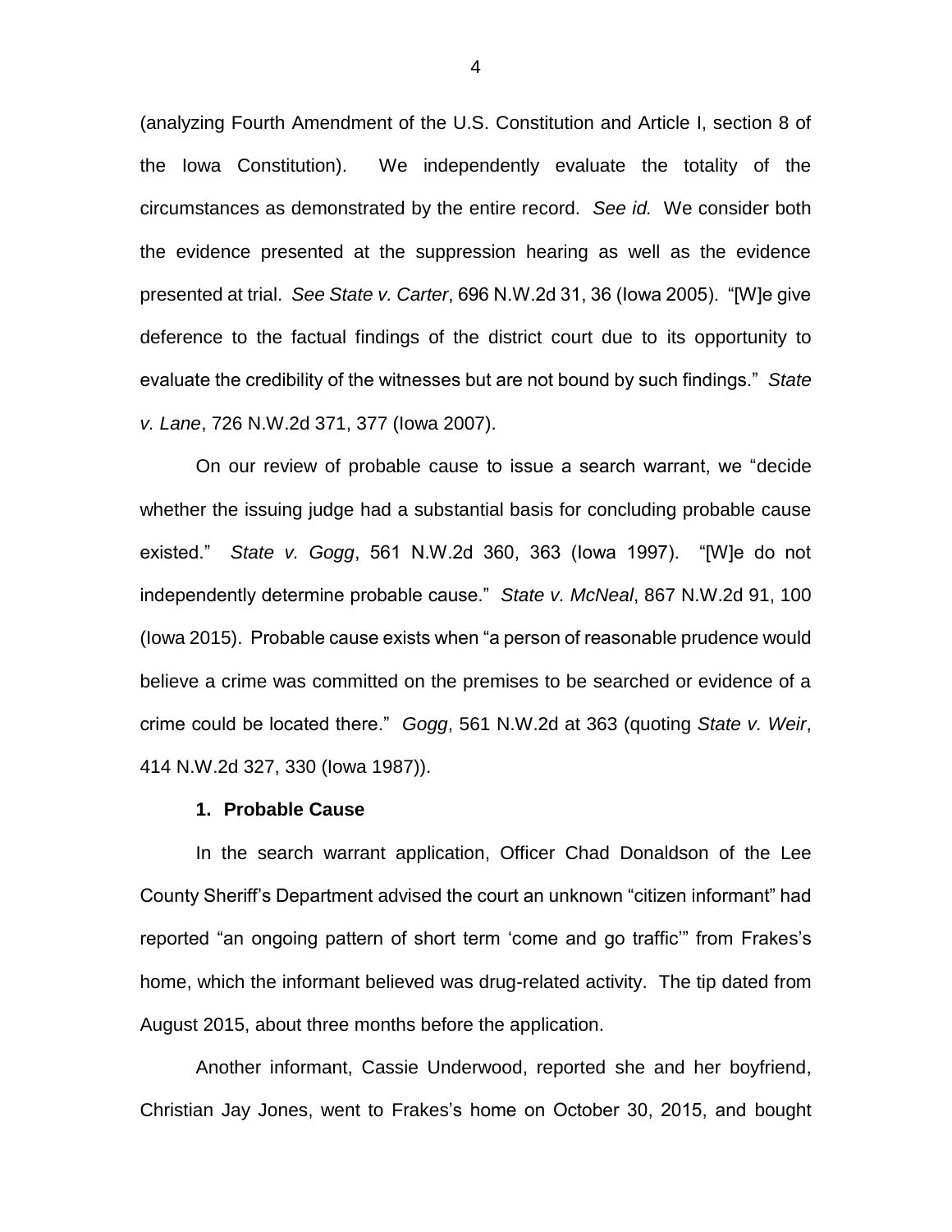(analyzing Fourth Amendment of the U.S. Constitution and Article I, section 8 of the Iowa Constitution). We independently evaluate the totality of the circumstances as demonstrated by the entire record. *See id.* We consider both the evidence presented at the suppression hearing as well as the evidence presented at trial. *See State v. Carter*, 696 N.W.2d 31, 36 (Iowa 2005). "[W]e give deference to the factual findings of the district court due to its opportunity to evaluate the credibility of the witnesses but are not bound by such findings." *State v. Lane*, 726 N.W.2d 371, 377 (Iowa 2007).

On our review of probable cause to issue a search warrant, we "decide whether the issuing judge had a substantial basis for concluding probable cause existed." *State v. Gogg*, 561 N.W.2d 360, 363 (Iowa 1997). "[W]e do not independently determine probable cause." *State v. McNeal*, 867 N.W.2d 91, 100 (Iowa 2015). Probable cause exists when "a person of reasonable prudence would believe a crime was committed on the premises to be searched or evidence of a crime could be located there." *Gogg*, 561 N.W.2d at 363 (quoting *State v. Weir*, 414 N.W.2d 327, 330 (Iowa 1987)).

**1. Probable Cause**

In the search warrant application, Officer Chad Donaldson of the Lee County Sheriff's Department advised the court an unknown "citizen informant" had reported "an ongoing pattern of short term 'come and go traffic'" from Frakes's home, which the informant believed was drug-related activity. The tip dated from August 2015, about three months before the application.

Another informant, Cassie Underwood, reported she and her boyfriend, Christian Jay Jones, went to Frakes's home on October 30, 2015, and bought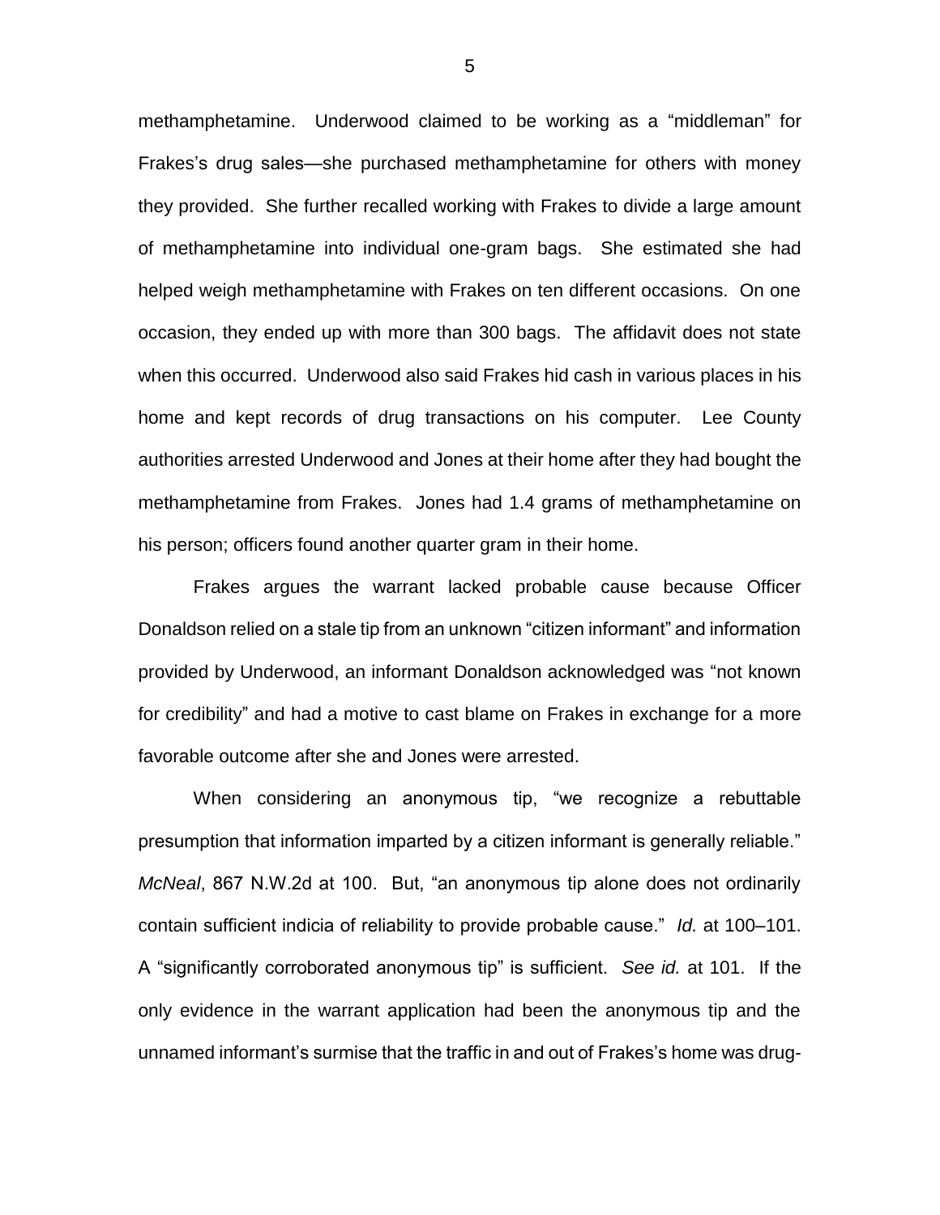methamphetamine. Underwood claimed to be working as a "middleman" for Frakes's drug sales—she purchased methamphetamine for others with money they provided. She further recalled working with Frakes to divide a large amount of methamphetamine into individual one-gram bags. She estimated she had helped weigh methamphetamine with Frakes on ten different occasions. On one occasion, they ended up with more than 300 bags. The affidavit does not state when this occurred. Underwood also said Frakes hid cash in various places in his home and kept records of drug transactions on his computer. Lee County authorities arrested Underwood and Jones at their home after they had bought the methamphetamine from Frakes. Jones had 1.4 grams of methamphetamine on his person; officers found another quarter gram in their home.

Frakes argues the warrant lacked probable cause because Officer Donaldson relied on a stale tip from an unknown "citizen informant" and information provided by Underwood, an informant Donaldson acknowledged was "not known for credibility" and had a motive to cast blame on Frakes in exchange for a more favorable outcome after she and Jones were arrested.

When considering an anonymous tip, "we recognize a rebuttable presumption that information imparted by a citizen informant is generally reliable." *McNeal*, 867 N.W.2d at 100. But, "an anonymous tip alone does not ordinarily contain sufficient indicia of reliability to provide probable cause." *Id.* at 100–101. A "significantly corroborated anonymous tip" is sufficient. *See id.* at 101. If the only evidence in the warrant application had been the anonymous tip and the unnamed informant's surmise that the traffic in and out of Frakes's home was drug-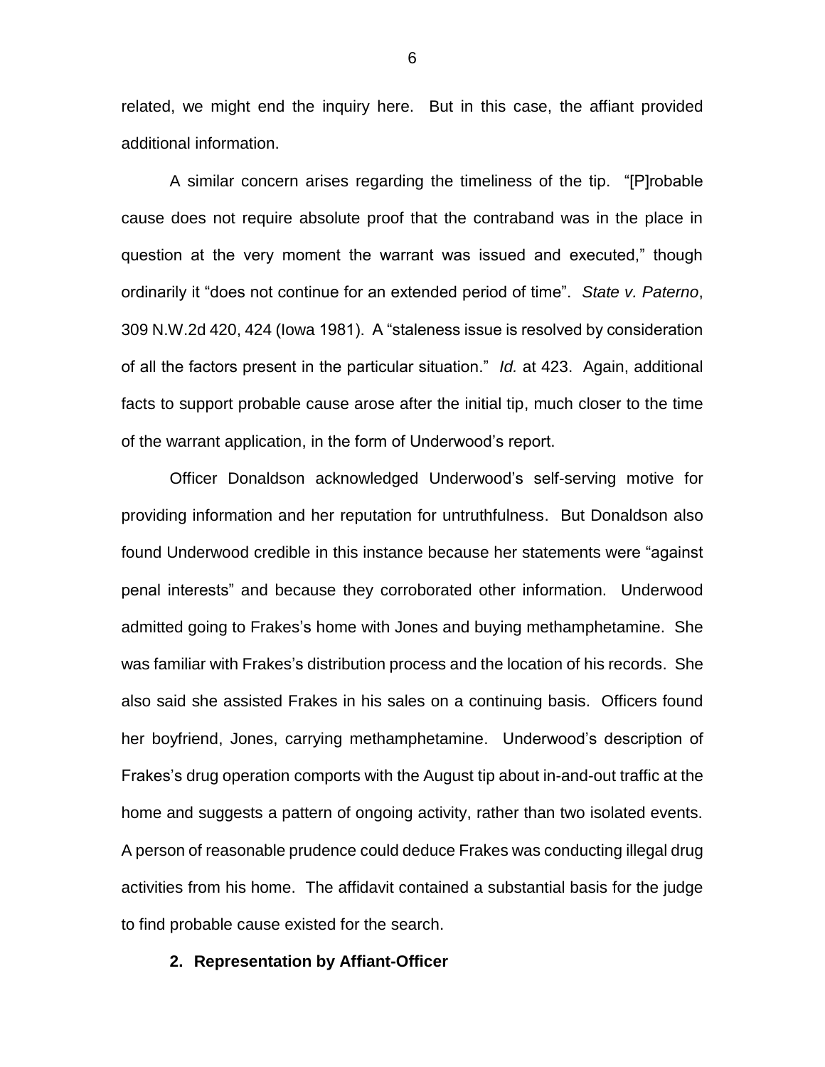related, we might end the inquiry here. But in this case, the affiant provided additional information.

A similar concern arises regarding the timeliness of the tip. "[P]robable cause does not require absolute proof that the contraband was in the place in question at the very moment the warrant was issued and executed," though ordinarily it "does not continue for an extended period of time". *State v. Paterno*, 309 N.W.2d 420, 424 (Iowa 1981). A "staleness issue is resolved by consideration of all the factors present in the particular situation." *Id.* at 423. Again, additional facts to support probable cause arose after the initial tip, much closer to the time of the warrant application, in the form of Underwood's report.

Officer Donaldson acknowledged Underwood's self-serving motive for providing information and her reputation for untruthfulness. But Donaldson also found Underwood credible in this instance because her statements were "against penal interests" and because they corroborated other information. Underwood admitted going to Frakes's home with Jones and buying methamphetamine. She was familiar with Frakes's distribution process and the location of his records. She also said she assisted Frakes in his sales on a continuing basis. Officers found her boyfriend, Jones, carrying methamphetamine. Underwood's description of Frakes's drug operation comports with the August tip about in-and-out traffic at the home and suggests a pattern of ongoing activity, rather than two isolated events. A person of reasonable prudence could deduce Frakes was conducting illegal drug activities from his home. The affidavit contained a substantial basis for the judge to find probable cause existed for the search.

### 2. Representation by Affiant-Officer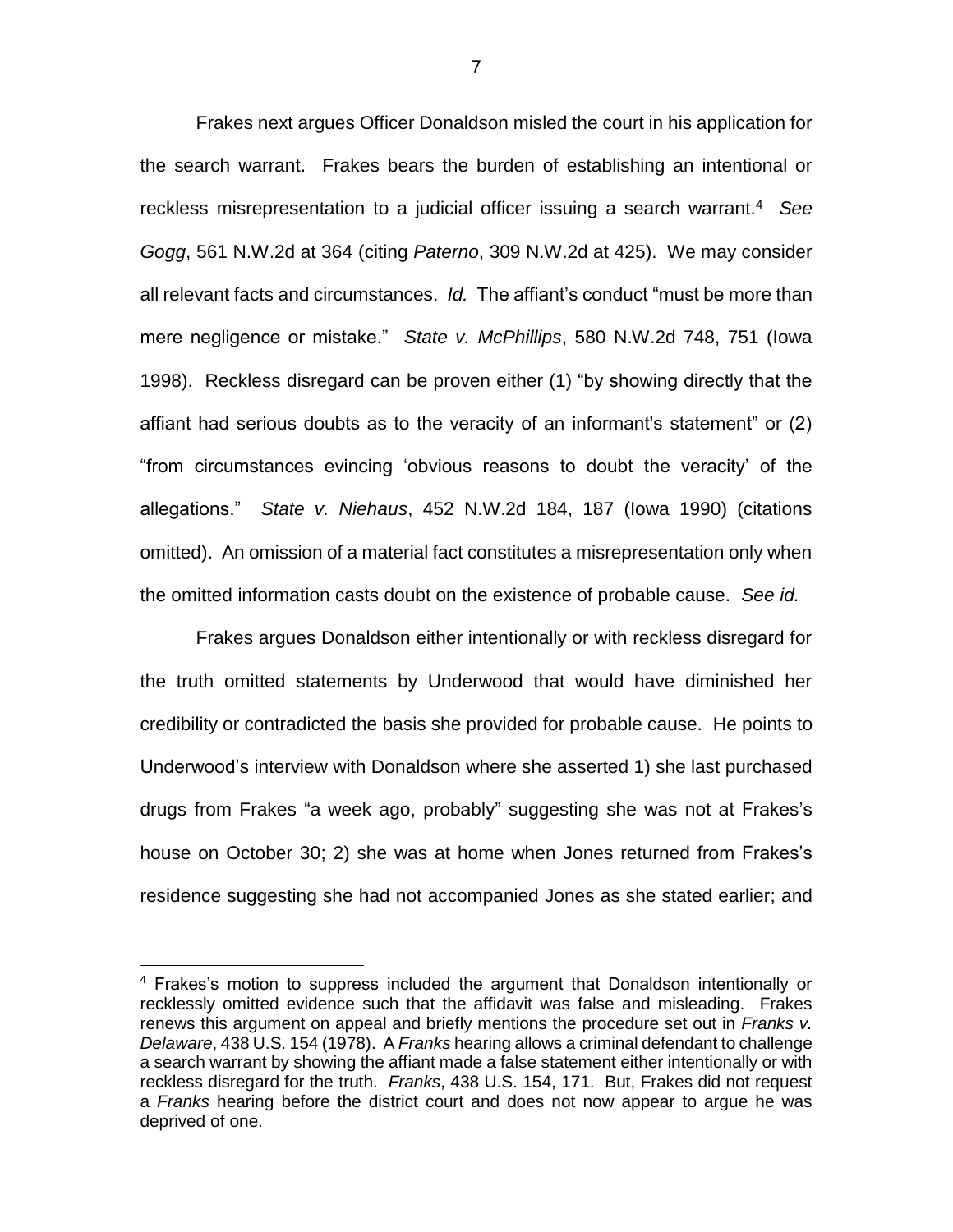Frakes next argues Officer Donaldson misled the court in his application for the search warrant. Frakes bears the burden of establishing an intentional or reckless misrepresentation to a judicial officer issuing a search warrant.[4] *See Gogg*, 561 N.W.2d at 364 (citing *Paterno*, 309 N.W.2d at 425). We may consider all relevant facts and circumstances. *Id.* The affiant's conduct "must be more than mere negligence or mistake." *State v. McPhillips*, 580 N.W.2d 748, 751 (Iowa 1998). Reckless disregard can be proven either (1) "by showing directly that the affiant had serious doubts as to the veracity of an informant's statement" or (2) "from circumstances evincing 'obvious reasons to doubt the veracity' of the allegations." *State v. Niehaus*, 452 N.W.2d 184, 187 (Iowa 1990) (citations omitted). An omission of a material fact constitutes a misrepresentation only when the omitted information casts doubt on the existence of probable cause. *See id.*

Frakes argues Donaldson either intentionally or with reckless disregard for the truth omitted statements by Underwood that would have diminished her credibility or contradicted the basis she provided for probable cause. He points to Underwood's interview with Donaldson where she asserted 1) she last purchased drugs from Frakes "a week ago, probably" suggesting she was not at Frakes's house on October 30; 2) she was at home when Jones returned from Frakes's residence suggesting she had not accompanied Jones as she stated earlier; and

---

[4] Frakes's motion to suppress included the argument that Donaldson intentionally or recklessly omitted evidence such that the affidavit was false and misleading. Frakes renews this argument on appeal and briefly mentions the procedure set out in *Franks v. Delaware*, 438 U.S. 154 (1978). A *Franks* hearing allows a criminal defendant to challenge a search warrant by showing the affiant made a false statement either intentionally or with reckless disregard for the truth. *Franks*, 438 U.S. 154, 171. But, Frakes did not request a *Franks* hearing before the district court and does not now appear to argue he was deprived of one.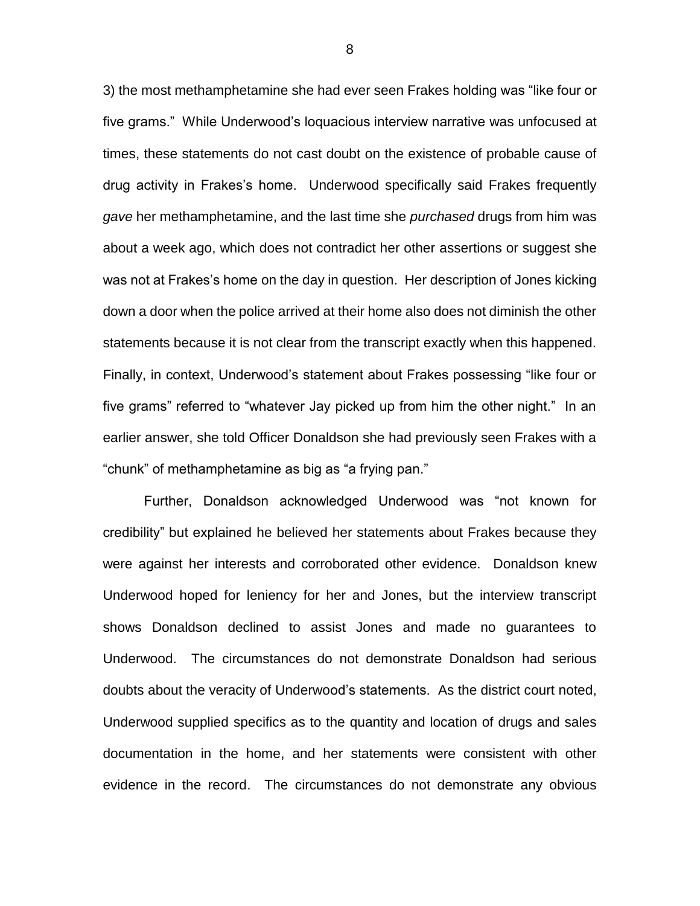3) the most methamphetamine she had ever seen Frakes holding was "like four or five grams." While Underwood's loquacious interview narrative was unfocused at times, these statements do not cast doubt on the existence of probable cause of drug activity in Frakes's home. Underwood specifically said Frakes frequently *gave* her methamphetamine, and the last time she *purchased* drugs from him was about a week ago, which does not contradict her other assertions or suggest she was not at Frakes's home on the day in question. Her description of Jones kicking down a door when the police arrived at their home also does not diminish the other statements because it is not clear from the transcript exactly when this happened. Finally, in context, Underwood's statement about Frakes possessing "like four or five grams" referred to "whatever Jay picked up from him the other night." In an earlier answer, she told Officer Donaldson she had previously seen Frakes with a "chunk" of methamphetamine as big as "a frying pan."

Further, Donaldson acknowledged Underwood was "not known for credibility" but explained he believed her statements about Frakes because they were against her interests and corroborated other evidence. Donaldson knew Underwood hoped for leniency for her and Jones, but the interview transcript shows Donaldson declined to assist Jones and made no guarantees to Underwood. The circumstances do not demonstrate Donaldson had serious doubts about the veracity of Underwood's statements. As the district court noted, Underwood supplied specifics as to the quantity and location of drugs and sales documentation in the home, and her statements were consistent with other evidence in the record. The circumstances do not demonstrate any obvious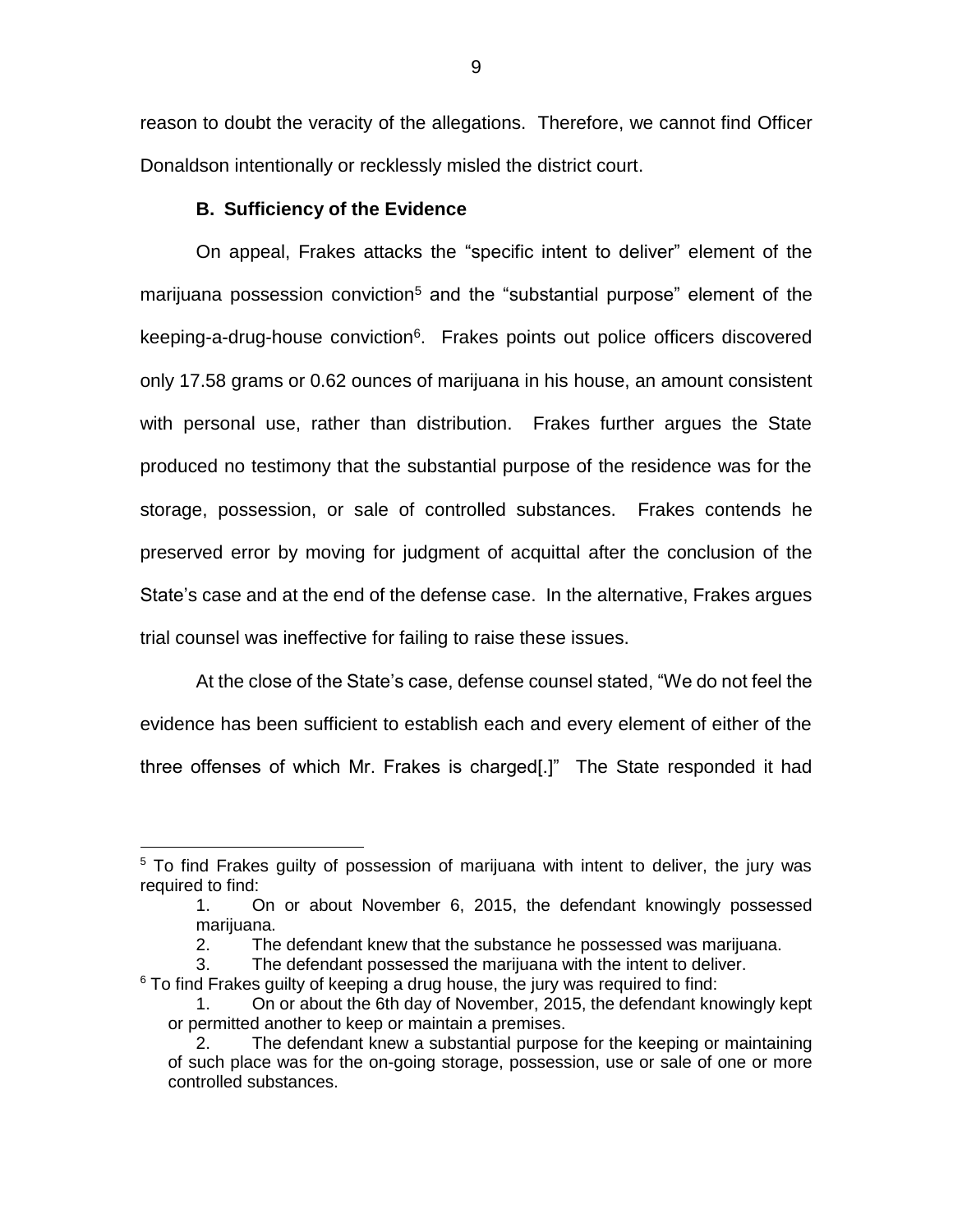reason to doubt the veracity of the allegations. Therefore, we cannot find Officer Donaldson intentionally or recklessly misled the district court.

### B. Sufficiency of the Evidence

On appeal, Frakes attacks the "specific intent to deliver" element of the marijuana possession conviction[5] and the "substantial purpose" element of the keeping-a-drug-house conviction[6]. Frakes points out police officers discovered only 17.58 grams or 0.62 ounces of marijuana in his house, an amount consistent with personal use, rather than distribution. Frakes further argues the State produced no testimony that the substantial purpose of the residence was for the storage, possession, or sale of controlled substances. Frakes contends he preserved error by moving for judgment of acquittal after the conclusion of the State's case and at the end of the defense case. In the alternative, Frakes argues trial counsel was ineffective for failing to raise these issues.

At the close of the State's case, defense counsel stated, "We do not feel the evidence has been sufficient to establish each and every element of either of the three offenses of which Mr. Frakes is charged[.]" The State responded it had

---

[5] To find Frakes guilty of possession of marijuana with intent to deliver, the jury was required to find:

1. On or about November 6, 2015, the defendant knowingly possessed marijuana.
2. The defendant knew that the substance he possessed was marijuana.
3. The defendant possessed the marijuana with the intent to deliver.

[6] To find Frakes guilty of keeping a drug house, the jury was required to find:

1. On or about the 6th day of November, 2015, the defendant knowingly kept or permitted another to keep or maintain a premises.
2. The defendant knew a substantial purpose for the keeping or maintaining of such place was for the on-going storage, possession, use or sale of one or more controlled substances.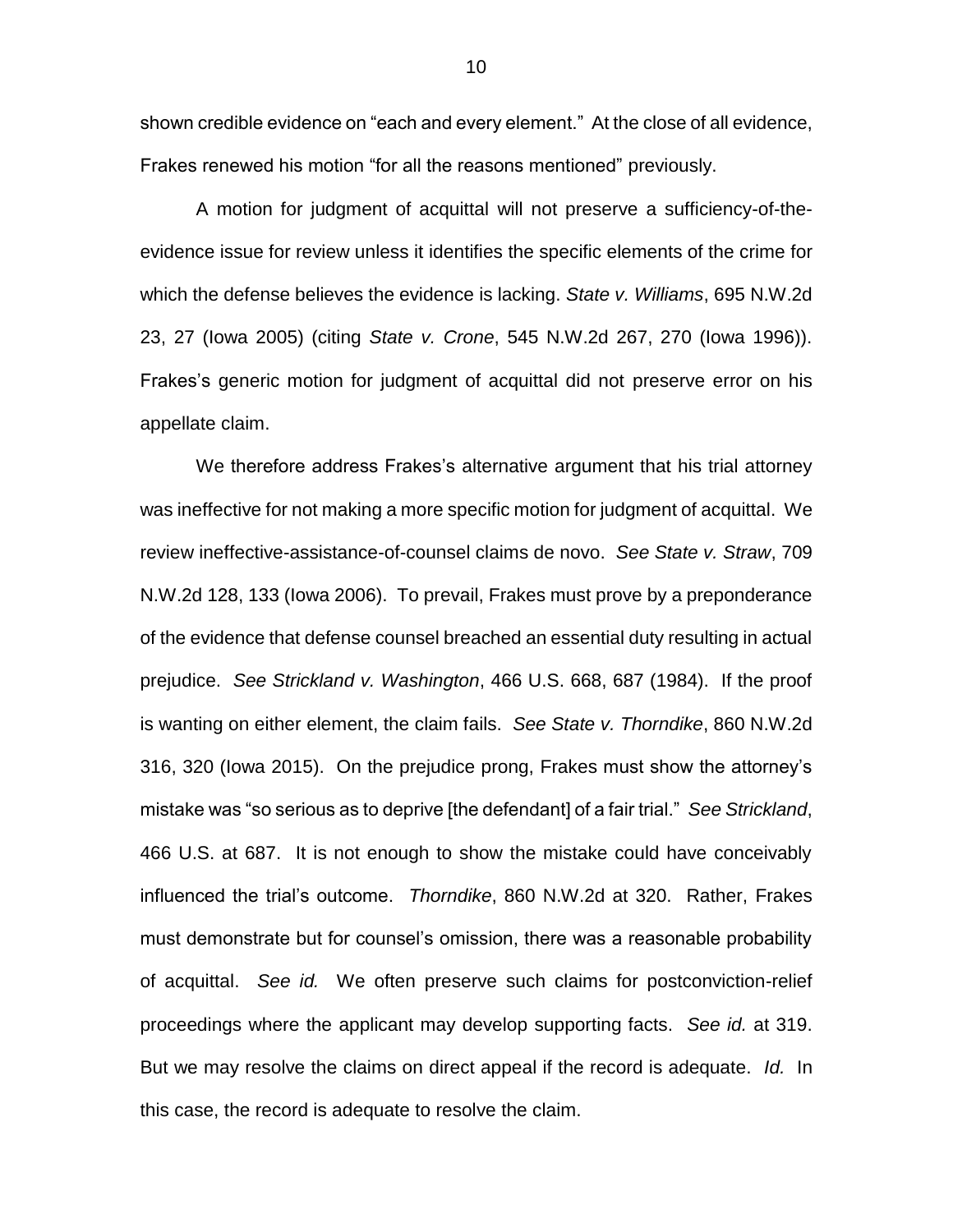shown credible evidence on "each and every element." At the close of all evidence, Frakes renewed his motion "for all the reasons mentioned" previously.

A motion for judgment of acquittal will not preserve a sufficiency-of-the-evidence issue for review unless it identifies the specific elements of the crime for which the defense believes the evidence is lacking. *State v. Williams*, 695 N.W.2d 23, 27 (Iowa 2005) (citing *State v. Crone*, 545 N.W.2d 267, 270 (Iowa 1996)). Frakes's generic motion for judgment of acquittal did not preserve error on his appellate claim.

We therefore address Frakes's alternative argument that his trial attorney was ineffective for not making a more specific motion for judgment of acquittal. We review ineffective-assistance-of-counsel claims de novo. *See State v. Straw*, 709 N.W.2d 128, 133 (Iowa 2006). To prevail, Frakes must prove by a preponderance of the evidence that defense counsel breached an essential duty resulting in actual prejudice. *See Strickland v. Washington*, 466 U.S. 668, 687 (1984). If the proof is wanting on either element, the claim fails. *See State v. Thorndike*, 860 N.W.2d 316, 320 (Iowa 2015). On the prejudice prong, Frakes must show the attorney's mistake was "so serious as to deprive [the defendant] of a fair trial." *See Strickland*, 466 U.S. at 687. It is not enough to show the mistake could have conceivably influenced the trial's outcome. *Thorndike*, 860 N.W.2d at 320. Rather, Frakes must demonstrate but for counsel's omission, there was a reasonable probability of acquittal. *See id.* We often preserve such claims for postconviction-relief proceedings where the applicant may develop supporting facts. *See id.* at 319. But we may resolve the claims on direct appeal if the record is adequate. *Id.* In this case, the record is adequate to resolve the claim.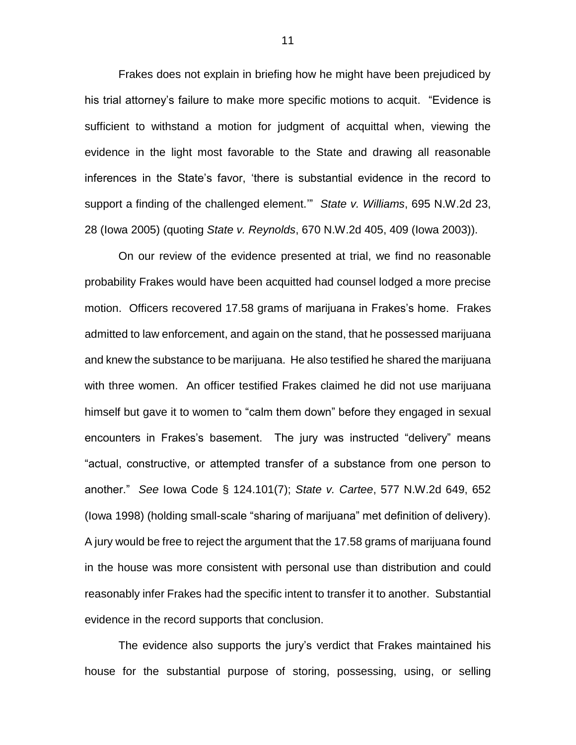Frakes does not explain in briefing how he might have been prejudiced by his trial attorney's failure to make more specific motions to acquit. "Evidence is sufficient to withstand a motion for judgment of acquittal when, viewing the evidence in the light most favorable to the State and drawing all reasonable inferences in the State's favor, 'there is substantial evidence in the record to support a finding of the challenged element.'" *State v. Williams*, 695 N.W.2d 23, 28 (Iowa 2005) (quoting *State v. Reynolds*, 670 N.W.2d 405, 409 (Iowa 2003)).

On our review of the evidence presented at trial, we find no reasonable probability Frakes would have been acquitted had counsel lodged a more precise motion. Officers recovered 17.58 grams of marijuana in Frakes's home. Frakes admitted to law enforcement, and again on the stand, that he possessed marijuana and knew the substance to be marijuana. He also testified he shared the marijuana with three women. An officer testified Frakes claimed he did not use marijuana himself but gave it to women to "calm them down" before they engaged in sexual encounters in Frakes's basement. The jury was instructed "delivery" means "actual, constructive, or attempted transfer of a substance from one person to another." *See* Iowa Code § 124.101(7); *State v. Cartee*, 577 N.W.2d 649, 652 (Iowa 1998) (holding small-scale "sharing of marijuana" met definition of delivery). A jury would be free to reject the argument that the 17.58 grams of marijuana found in the house was more consistent with personal use than distribution and could reasonably infer Frakes had the specific intent to transfer it to another. Substantial evidence in the record supports that conclusion.

The evidence also supports the jury's verdict that Frakes maintained his house for the substantial purpose of storing, possessing, using, or selling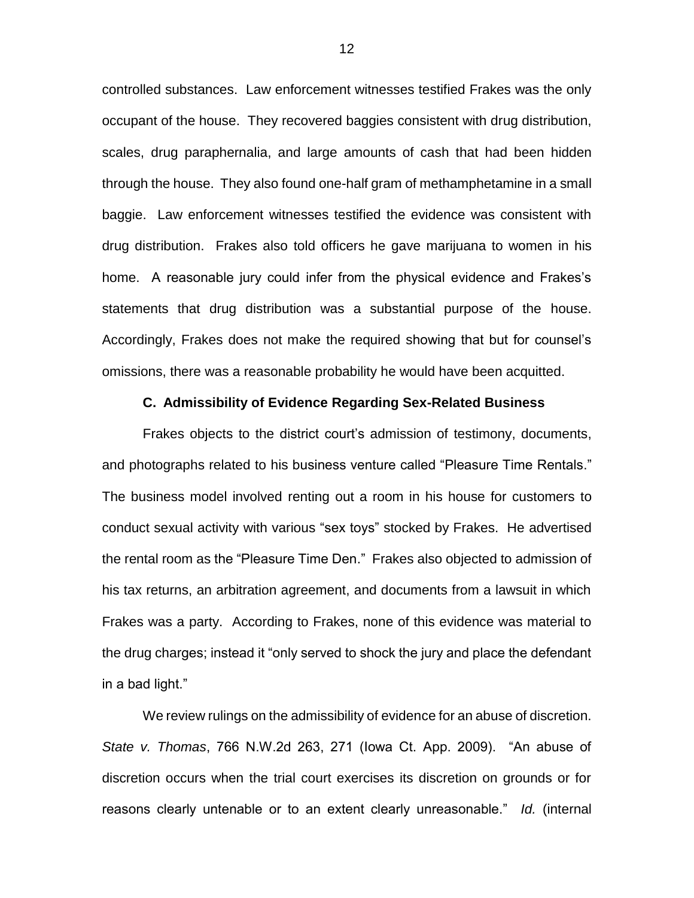controlled substances. Law enforcement witnesses testified Frakes was the only occupant of the house. They recovered baggies consistent with drug distribution, scales, drug paraphernalia, and large amounts of cash that had been hidden through the house. They also found one-half gram of methamphetamine in a small baggie. Law enforcement witnesses testified the evidence was consistent with drug distribution. Frakes also told officers he gave marijuana to women in his home. A reasonable jury could infer from the physical evidence and Frakes's statements that drug distribution was a substantial purpose of the house. Accordingly, Frakes does not make the required showing that but for counsel's omissions, there was a reasonable probability he would have been acquitted.

### C. Admissibility of Evidence Regarding Sex-Related Business

Frakes objects to the district court's admission of testimony, documents, and photographs related to his business venture called "Pleasure Time Rentals." The business model involved renting out a room in his house for customers to conduct sexual activity with various "sex toys" stocked by Frakes. He advertised the rental room as the "Pleasure Time Den." Frakes also objected to admission of his tax returns, an arbitration agreement, and documents from a lawsuit in which Frakes was a party. According to Frakes, none of this evidence was material to the drug charges; instead it "only served to shock the jury and place the defendant in a bad light."

We review rulings on the admissibility of evidence for an abuse of discretion. *State v. Thomas*, 766 N.W.2d 263, 271 (Iowa Ct. App. 2009). "An abuse of discretion occurs when the trial court exercises its discretion on grounds or for reasons clearly untenable or to an extent clearly unreasonable." *Id.* (internal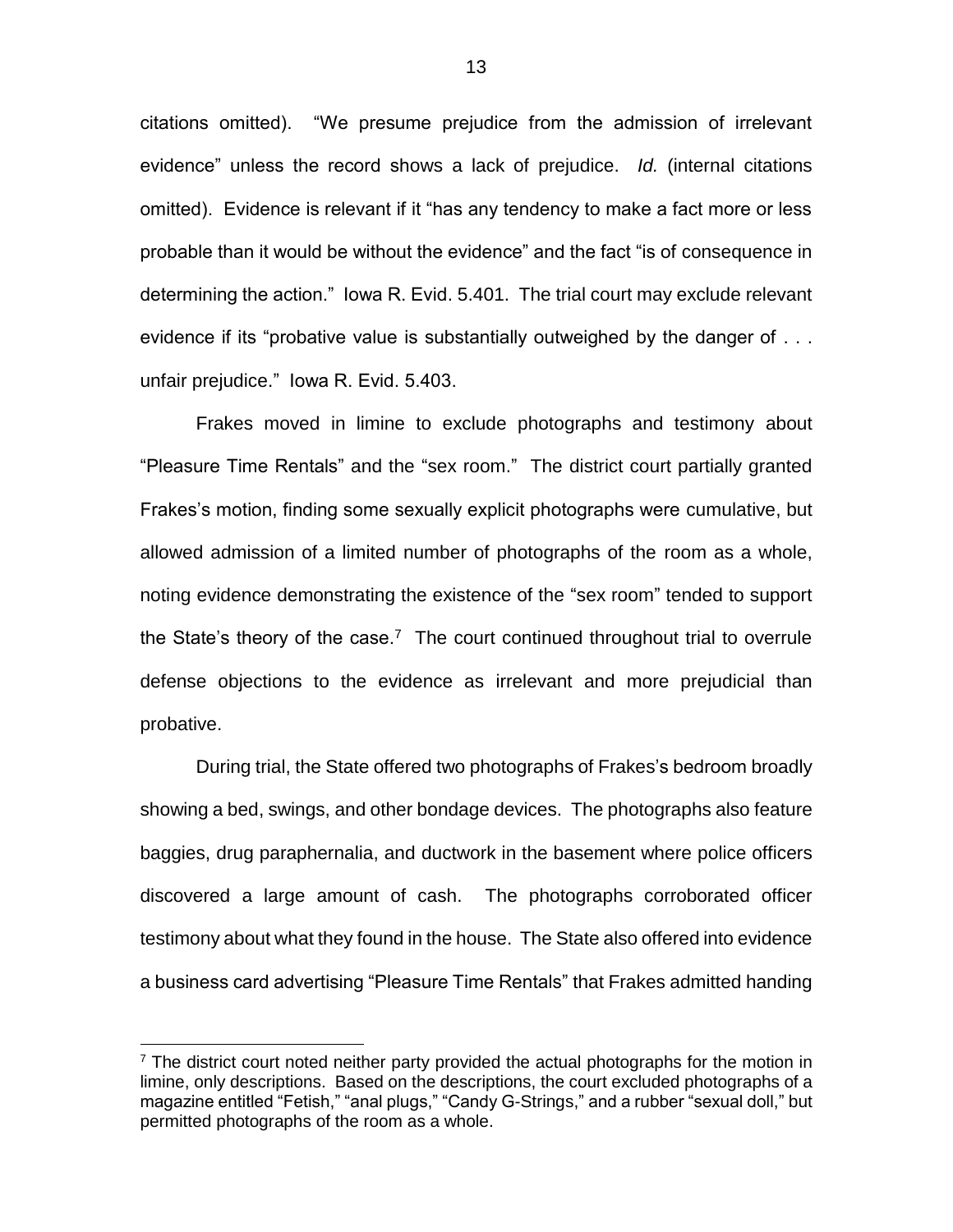citations omitted). "We presume prejudice from the admission of irrelevant evidence" unless the record shows a lack of prejudice. *Id.* (internal citations omitted). Evidence is relevant if it "has any tendency to make a fact more or less probable than it would be without the evidence" and the fact "is of consequence in determining the action." Iowa R. Evid. 5.401. The trial court may exclude relevant evidence if its "probative value is substantially outweighed by the danger of . . . unfair prejudice." Iowa R. Evid. 5.403.

Frakes moved in limine to exclude photographs and testimony about "Pleasure Time Rentals" and the "sex room." The district court partially granted Frakes's motion, finding some sexually explicit photographs were cumulative, but allowed admission of a limited number of photographs of the room as a whole, noting evidence demonstrating the existence of the "sex room" tended to support the State's theory of the case.[7] The court continued throughout trial to overrule defense objections to the evidence as irrelevant and more prejudicial than probative.

During trial, the State offered two photographs of Frakes's bedroom broadly showing a bed, swings, and other bondage devices. The photographs also feature baggies, drug paraphernalia, and ductwork in the basement where police officers discovered a large amount of cash. The photographs corroborated officer testimony about what they found in the house. The State also offered into evidence a business card advertising "Pleasure Time Rentals" that Frakes admitted handing

[7] The district court noted neither party provided the actual photographs for the motion in limine, only descriptions. Based on the descriptions, the court excluded photographs of a magazine entitled "Fetish," "anal plugs," "Candy G-Strings," and a rubber "sexual doll," but permitted photographs of the room as a whole.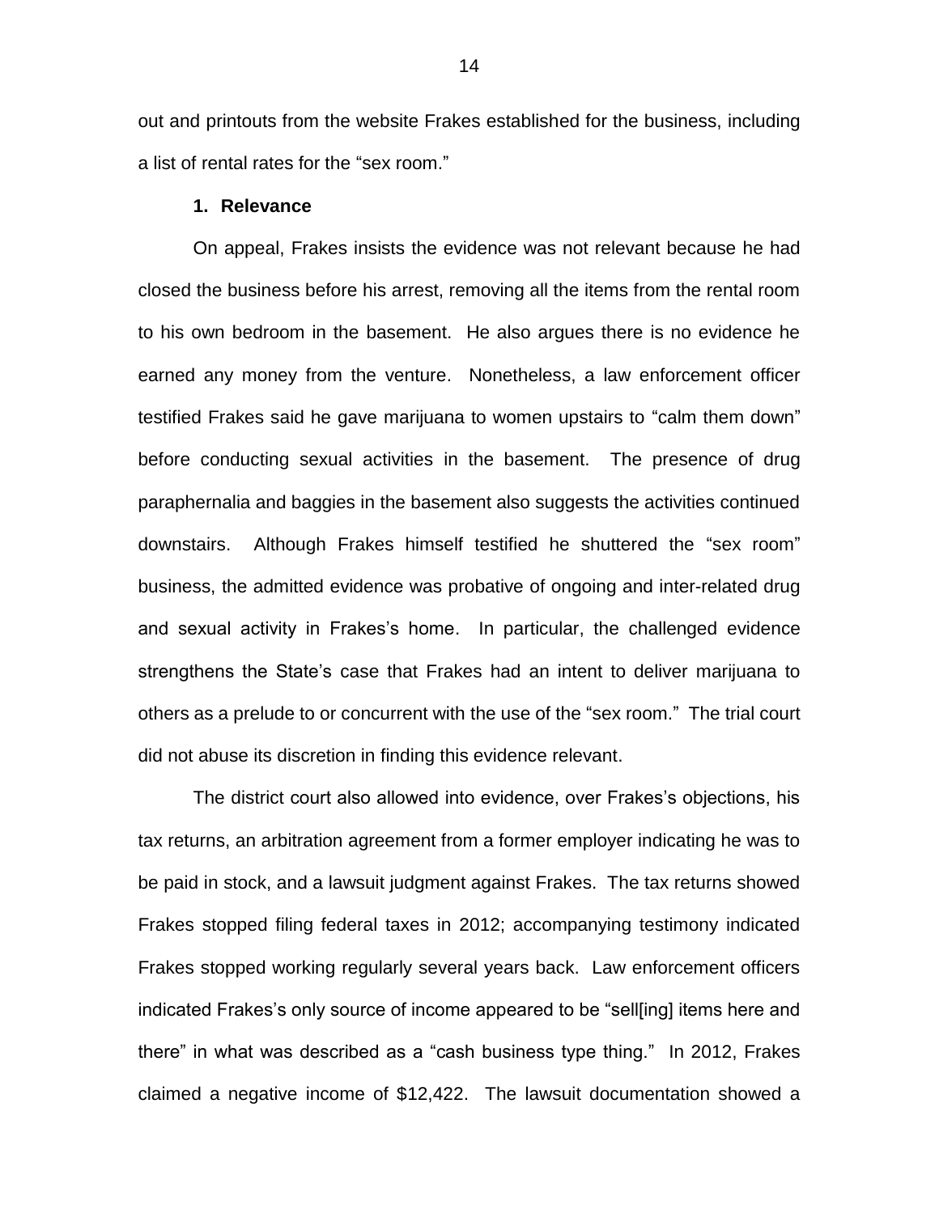out and printouts from the website Frakes established for the business, including a list of rental rates for the "sex room."

**1. Relevance**

On appeal, Frakes insists the evidence was not relevant because he had closed the business before his arrest, removing all the items from the rental room to his own bedroom in the basement. He also argues there is no evidence he earned any money from the venture. Nonetheless, a law enforcement officer testified Frakes said he gave marijuana to women upstairs to "calm them down" before conducting sexual activities in the basement. The presence of drug paraphernalia and baggies in the basement also suggests the activities continued downstairs. Although Frakes himself testified he shuttered the "sex room" business, the admitted evidence was probative of ongoing and inter-related drug and sexual activity in Frakes's home. In particular, the challenged evidence strengthens the State's case that Frakes had an intent to deliver marijuana to others as a prelude to or concurrent with the use of the "sex room." The trial court did not abuse its discretion in finding this evidence relevant.

The district court also allowed into evidence, over Frakes's objections, his tax returns, an arbitration agreement from a former employer indicating he was to be paid in stock, and a lawsuit judgment against Frakes. The tax returns showed Frakes stopped filing federal taxes in 2012; accompanying testimony indicated Frakes stopped working regularly several years back. Law enforcement officers indicated Frakes's only source of income appeared to be "sell[ing] items here and there" in what was described as a "cash business type thing." In 2012, Frakes claimed a negative income of $12,422. The lawsuit documentation showed a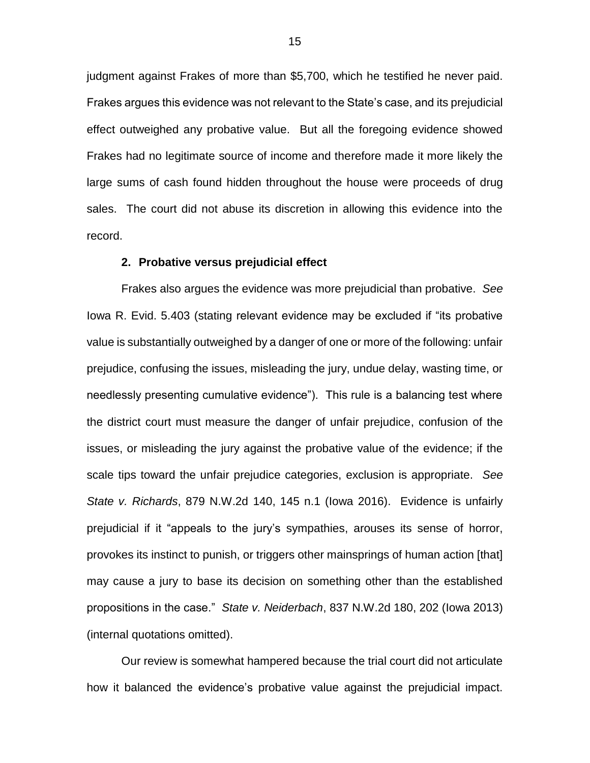judgment against Frakes of more than $5,700, which he testified he never paid. Frakes argues this evidence was not relevant to the State's case, and its prejudicial effect outweighed any probative value. But all the foregoing evidence showed Frakes had no legitimate source of income and therefore made it more likely the large sums of cash found hidden throughout the house were proceeds of drug sales. The court did not abuse its discretion in allowing this evidence into the record.

### 2. Probative versus prejudicial effect

Frakes also argues the evidence was more prejudicial than probative. *See* Iowa R. Evid. 5.403 (stating relevant evidence may be excluded if "its probative value is substantially outweighed by a danger of one or more of the following: unfair prejudice, confusing the issues, misleading the jury, undue delay, wasting time, or needlessly presenting cumulative evidence"). This rule is a balancing test where the district court must measure the danger of unfair prejudice, confusion of the issues, or misleading the jury against the probative value of the evidence; if the scale tips toward the unfair prejudice categories, exclusion is appropriate. *See State v. Richards*, 879 N.W.2d 140, 145 n.1 (Iowa 2016). Evidence is unfairly prejudicial if it "appeals to the jury's sympathies, arouses its sense of horror, provokes its instinct to punish, or triggers other mainsprings of human action [that] may cause a jury to base its decision on something other than the established propositions in the case." *State v. Neiderbach*, 837 N.W.2d 180, 202 (Iowa 2013) (internal quotations omitted).

Our review is somewhat hampered because the trial court did not articulate how it balanced the evidence's probative value against the prejudicial impact.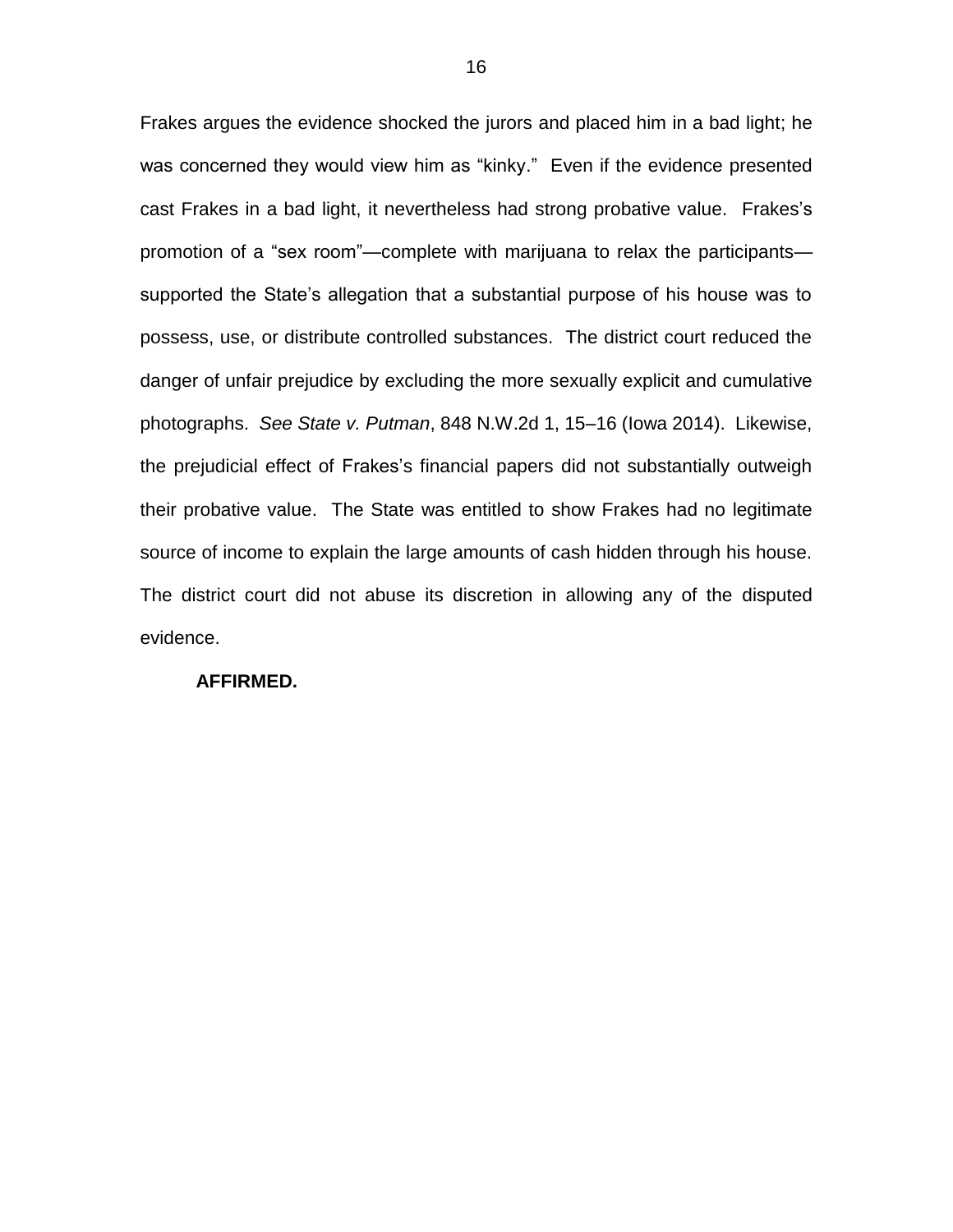Frakes argues the evidence shocked the jurors and placed him in a bad light; he was concerned they would view him as "kinky." Even if the evidence presented cast Frakes in a bad light, it nevertheless had strong probative value. Frakes's promotion of a "sex room"—complete with marijuana to relax the participants—supported the State's allegation that a substantial purpose of his house was to possess, use, or distribute controlled substances. The district court reduced the danger of unfair prejudice by excluding the more sexually explicit and cumulative photographs. *See State v. Putman*, 848 N.W.2d 1, 15–16 (Iowa 2014). Likewise, the prejudicial effect of Frakes's financial papers did not substantially outweigh their probative value. The State was entitled to show Frakes had no legitimate source of income to explain the large amounts of cash hidden through his house. The district court did not abuse its discretion in allowing any of the disputed evidence.

**AFFIRMED.**